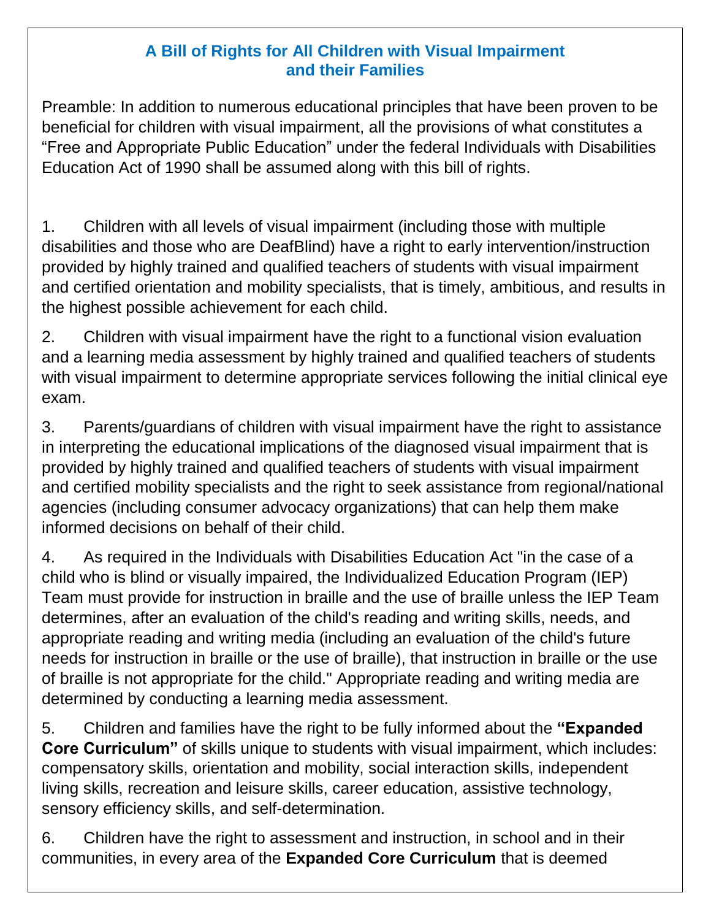# A Bill of Rights for All Children with Visual Impairment and their Families

Preamble: In addition to numerous educational principles that have been proven to be beneficial for children with visual impairment, all the provisions of what constitutes a "Free and Appropriate Public Education" under the federal Individuals with Disabilities Education Act of 1990 shall be assumed along with this bill of rights.

1. Children with all levels of visual impairment (including those with multiple disabilities and those who are DeafBlind) have a right to early intervention/instruction provided by highly trained and qualified teachers of students with visual impairment and certified orientation and mobility specialists, that is timely, ambitious, and results in the highest possible achievement for each child.

2. Children with visual impairment have the right to a functional vision evaluation and a learning media assessment by highly trained and qualified teachers of students with visual impairment to determine appropriate services following the initial clinical eye exam.

3. Parents/guardians of children with visual impairment have the right to assistance in interpreting the educational implications of the diagnosed visual impairment that is provided by highly trained and qualified teachers of students with visual impairment and certified mobility specialists and the right to seek assistance from regional/national agencies (including consumer advocacy organizations) that can help them make informed decisions on behalf of their child.

4. As required in the Individuals with Disabilities Education Act "in the case of a child who is blind or visually impaired, the Individualized Education Program (IEP) Team must provide for instruction in braille and the use of braille unless the IEP Team determines, after an evaluation of the child's reading and writing skills, needs, and appropriate reading and writing media (including an evaluation of the child's future needs for instruction in braille or the use of braille), that instruction in braille or the use of braille is not appropriate for the child." Appropriate reading and writing media are determined by conducting a learning media assessment.

5. Children and families have the right to be fully informed about the **"Expanded Core Curriculum"** of skills unique to students with visual impairment, which includes: compensatory skills, orientation and mobility, social interaction skills, independent living skills, recreation and leisure skills, career education, assistive technology, sensory efficiency skills, and self-determination.

6. Children have the right to assessment and instruction, in school and in their communities, in every area of the **Expanded Core Curriculum** that is deemed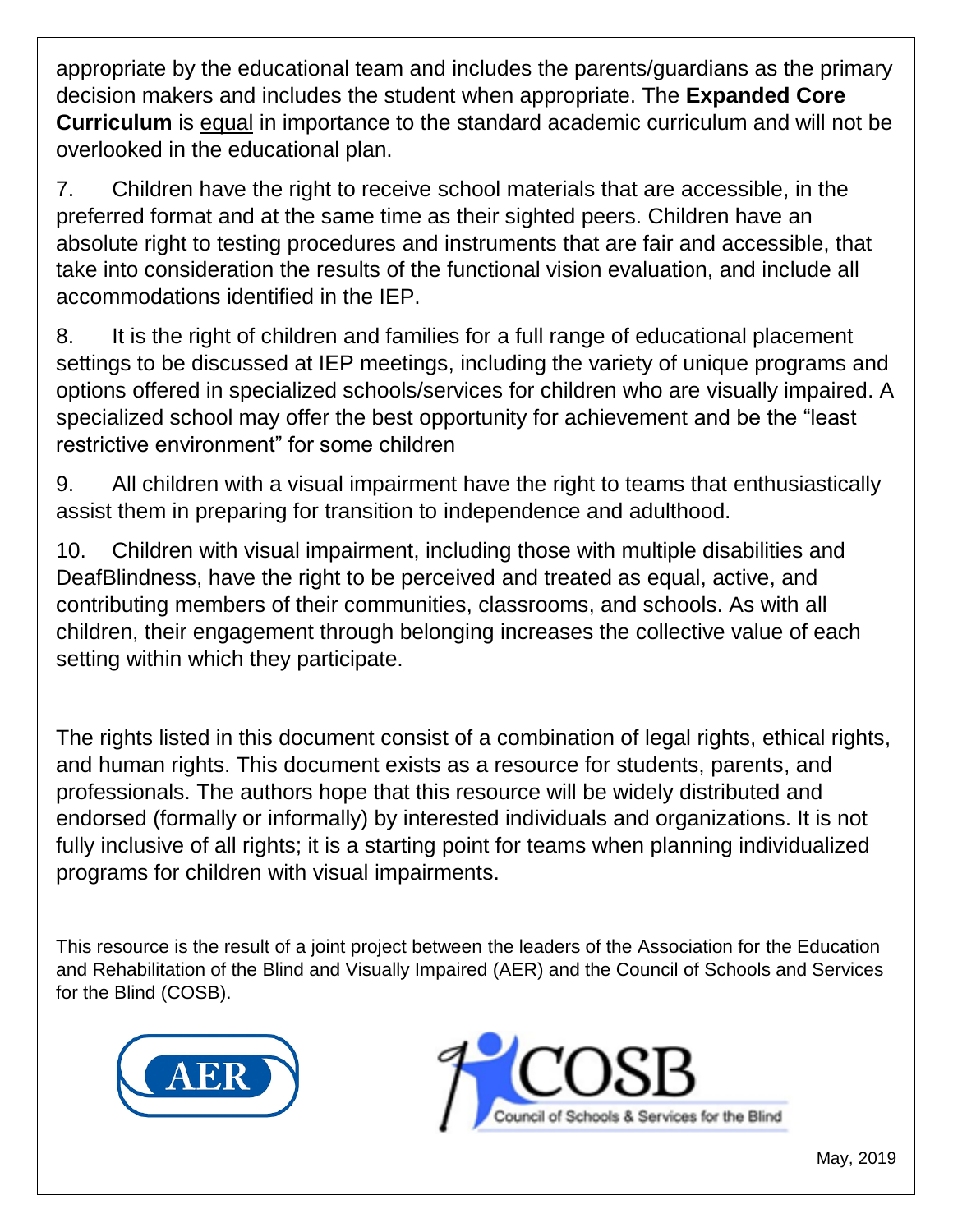appropriate by the educational team and includes the parents/guardians as the primary decision makers and includes the student when appropriate. The **Expanded Core Curriculum** is equal in importance to the standard academic curriculum and will not be overlooked in the educational plan.

7. Children have the right to receive school materials that are accessible, in the preferred format and at the same time as their sighted peers. Children have an absolute right to testing procedures and instruments that are fair and accessible, that take into consideration the results of the functional vision evaluation, and include all accommodations identified in the IEP.

8. It is the right of children and families for a full range of educational placement settings to be discussed at IEP meetings, including the variety of unique programs and options offered in specialized schools/services for children who are visually impaired. A specialized school may offer the best opportunity for achievement and be the "least restrictive environment" for some children

9. All children with a visual impairment have the right to teams that enthusiastically assist them in preparing for transition to independence and adulthood.

10. Children with visual impairment, including those with multiple disabilities and DeafBlindness, have the right to be perceived and treated as equal, active, and contributing members of their communities, classrooms, and schools. As with all children, their engagement through belonging increases the collective value of each setting within which they participate.

The rights listed in this document consist of a combination of legal rights, ethical rights, and human rights. This document exists as a resource for students, parents, and professionals. The authors hope that this resource will be widely distributed and endorsed (formally or informally) by interested individuals and organizations. It is not fully inclusive of all rights; it is a starting point for teams when planning individualized programs for children with visual impairments.

This resource is the result of a joint project between the leaders of the Association for the Education and Rehabilitation of the Blind and Visually Impaired (AER) and the Council of Schools and Services for the Blind (COSB).

AER

COSB
Council of Schools & Services for the Blind

May, 2019